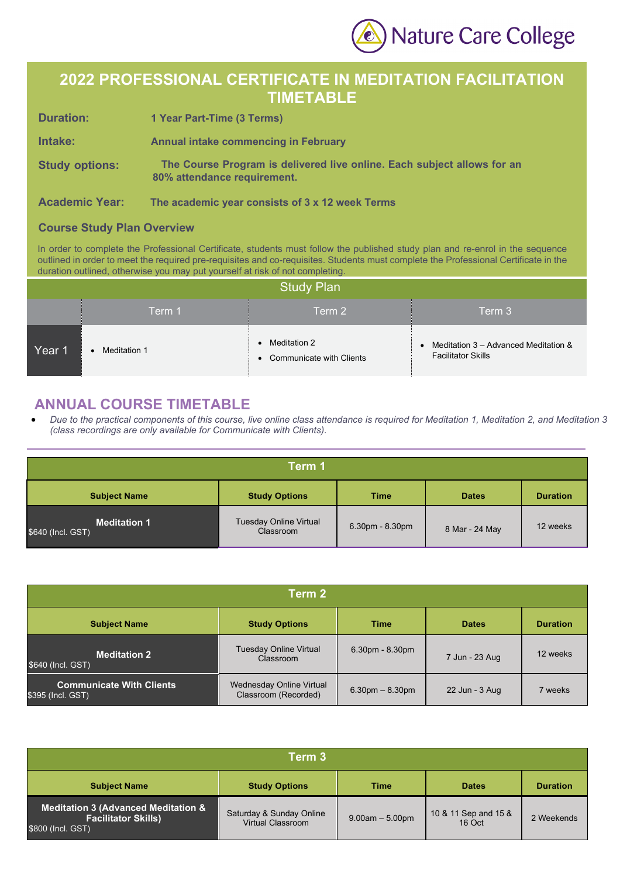Nature Care College

# 2022 PROFESSIONAL CERTIFICATE IN MEDITATION FACILITATION TIMETABLE

**Duration:** **1 Year Part-Time (3 Terms)**

**Intake:** **Annual intake commencing in February**

**Study options:** **The Course Program is delivered live online. Each subject allows for an 80% attendance requirement.**

**Academic Year:** **The academic year consists of 3 x 12 week Terms**

### Course Study Plan Overview

In order to complete the Professional Certificate, students must follow the published study plan and re-enrol in the sequence outlined in order to meet the required pre-requisites and co-requisites. Students must complete the Professional Certificate in the duration outlined, otherwise you may put yourself at risk of not completing.

| Study Plan | | | |
|---|---|---|---|
| | Term 1 | Term 2 | Term 3 |
| Year 1 | • Meditation 1 | • Meditation 2<br>• Communicate with Clients | • Meditation 3 – Advanced Meditation & Facilitator Skills |

## ANNUAL COURSE TIMETABLE

- *Due to the practical components of this course, live online class attendance is required for Meditation 1, Meditation 2, and Meditation 3 (class recordings are only available for Communicate with Clients).*

| Term 1 | | | | |
|---|---|---|---|---|
| **Subject Name** | **Study Options** | **Time** | **Dates** | **Duration** |
| **Meditation 1**<br>$640 (Incl. GST) | Tuesday Online Virtual Classroom | 6.30pm - 8.30pm | 8 Mar - 24 May | 12 weeks |

| Term 2 | | | | |
|---|---|---|---|---|
| **Subject Name** | **Study Options** | **Time** | **Dates** | **Duration** |
| **Meditation 2**<br>$640 (Incl. GST) | Tuesday Online Virtual Classroom | 6.30pm - 8.30pm | 7 Jun - 23 Aug | 12 weeks |
| **Communicate With Clients**<br>$395 (Incl. GST) | Wednesday Online Virtual Classroom (Recorded) | 6.30pm – 8.30pm | 22 Jun - 3 Aug | 7 weeks |

| Term 3 | | | | |
|---|---|---|---|---|
| **Subject Name** | **Study Options** | **Time** | **Dates** | **Duration** |
| **Meditation 3 (Advanced Meditation & Facilitator Skills)**<br>$800 (Incl. GST) | Saturday & Sunday Online Virtual Classroom | 9.00am – 5.00pm | 10 & 11 Sep and 15 & 16 Oct | 2 Weekends |